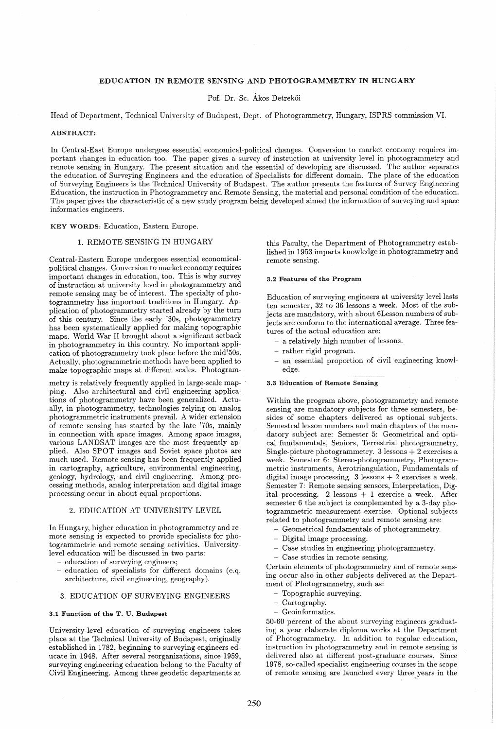# EDUCATION IN REMOTE SENSING AND PHOTOGRAMMETRY IN HUNGARY

Pof. Dr. Sc. Ákos Detrekői

Head of Department, Technical University of Budapest, Dept. of Photogrammetry, Hungary, ISPRS commission VI.

**ABSTRACT:**

In Central-East Europe undergoes essential economical-political changes. Conversion to market economy requires important changes in education too. The paper gives a survey of instruction at university level in photogrammetry and remote sensing in Hungary. The present situation and the essential of developing are discussed. The author separates the education of Surveying Engineers and the education of Specialists for different domain. The place of the education of Surveying Engineers is the Technical University of Budapest. The author presents the features of Survey Engineering Education, the instruction in Photogrammetry and Remote Sensing, the material and personal condition of the education. The paper gives the characteristic of a new study program being developed aimed the information of surveying and space informatics engineers.

**KEY WORDS:** Education, Eastern Europe.

## 1. REMOTE SENSING IN HUNGARY

Central-Eastern Europe undergoes essential economical-political changes. Conversion to market economy requires important changes in education, too. This is why survey of instruction at university level in photogrammetry and remote sensing may be of interest. The specialty of photogrammetry has important traditions in Hungary. Application of photogrammetry started already by the turn of this century. Since the early '30s, photogrammetry has been systematically applied for making topographic maps. World War II brought about a significant setback in photogrammetry in this country. No important application of photogrammetry took place before the mid'50s. Actually, photogrammetric methods have been applied to make topographic maps at different scales. Photogrammetry is relatively frequently applied in large-scale mapping. Also architectural and civil engineering applications of photogrammetry have been generalized. Actually, in photogrammetry, technologies relying on analog photogrammetric instruments prevail. A wider extension of remote sensing has started by the late '70s, mainly in connection with space images. Among space images, various LANDSAT images are the most frequently applied. Also SPOT images and Soviet space photos are much used. Remote sensing has been frequently applied in cartography, agriculture, environmental engineering, geology, hydrology, and civil engineering. Among processing methods, analog interpretation and digital image processing occur in about equal proportions.

## 2. EDUCATION AT UNIVERSITY LEVEL

In Hungary, higher education in photogrammetry and remote sensing is expected to provide specialists for photogrammetric and remote sensing activities. University-level education will be discussed in two parts:

- education of surveying engineers;
- education of specialists for different domains (e.q. architecture, civil engineering, geography).

## 3. EDUCATION OF SURVEYING ENGINEERS

### 3.1 Function of the T. U. Budapest

University-level education of surveying engineers takes place at the Technical University of Budapest, originally established in 1782, beginning to surveying engineers educate in 1948. After several reorganizations, since 1959, surveying engineering education belong to the Faculty of Civil Engineering. Among three geodetic departments at this Faculty, the Department of Photogrammetry established in 1953 imparts knowledge in photogrammetry and remote sensing.

### 3.2 Features of the Program

Education of surveying engineers at university level lasts ten semester, 32 to 36 lessons a week. Most of the subjects are mandatory, with about 6Lesson numbers of subjects are conform to the international average. Three features of the actual education are:

- a relatively high number of lessons.
- rather rigid program.
- an essential proportion of civil engineering knowledge.

### 3.3 Education of Remote Sensing

Within the program above, photogrammetry and remote sensing are mandatory subjects for three semesters, besides of some chapters delivered as optional subjects. Semestral lesson numbers and main chapters of the mandatory subject are: Semester 5: Geometrical and optical fundamentals, Seniors, Terrestrial photogrammetry, Single-picture photogrammetry. 3 lessons + 2 exercises a week. Semester 6: Stereo-photogrammetry, Photogrammetric instruments, Aerotriangulation, Fundamentals of digital image processing. 3 lessons + 2 exercises a week. Semester 7: Remote sensing sensors, Interpretation, Digital processing. 2 lessons + 1 exercise a week. After semester 6 the subject is complemented by a 3-day photogrammetric measurement exercise. Optional subjects related to photogrammetry and remote sensing are:

- Geometrical fundamentals of photogrammetry.
- Digital image processing.
- Case studies in engineering photogrammetry.
- Case studies in remote sensing.

Certain elements of photogrammetry and of remote sensing occur also in other subjects delivered at the Department of Photogrammetry, such as:

- Topographic surveying.
- Cartography.
- Geoinformatics.

50-60 percent of the about surveying engineers graduating a year elaborate diploma works at the Department of Photogrammetry. In addition to regular education, instruction in photogrammetry and in remote sensing is delivered also at different post-graduate courses. Since 1978, so-called specialist engineering courses in the scope of remote sensing are launched every three years in the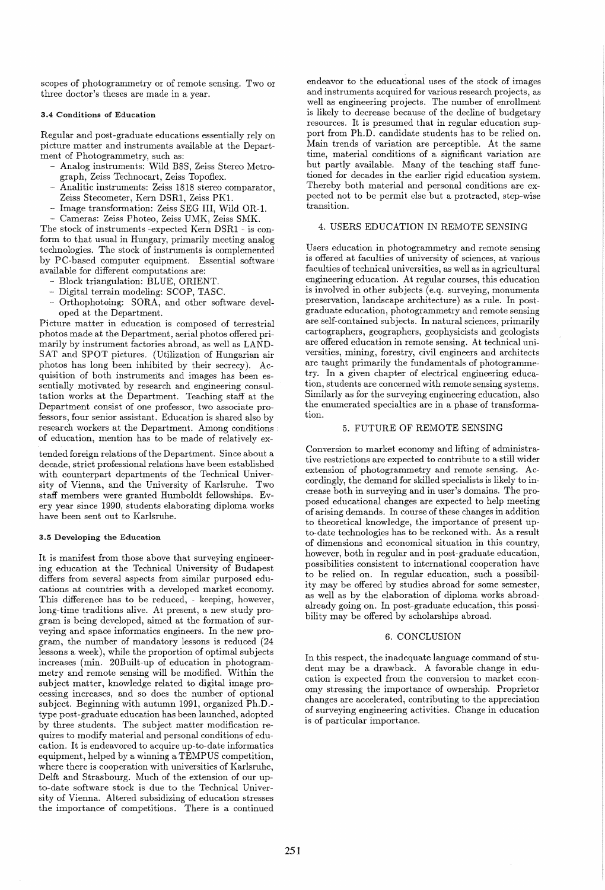scopes of photogrammetry or of remote sensing. Two or three doctor's theses are made in a year.

### 3.4 Conditions of Education

Regular and post-graduate educations essentially rely on picture matter and instruments available at the Department of Photogrammetry, such as:

- Analog instruments: Wild B8S, Zeiss Stereo Metrograph, Zeiss Technocart, Zeiss Topoflex.
- Analitic instruments: Zeiss 1818 stereo comparator, Zeiss Stecometer, Kern DSR1, Zeiss PK1.
- Image transformation: Zeiss SEG III, Wild OR-1.
- Cameras: Zeiss Photeo, Zeiss UMK, Zeiss SMK.

The stock of instruments -expected Kern DSR1 - is conform to that usual in Hungary, primarily meeting analog technologies. The stock of instruments is complemented by PC-based computer equipment. Essential software available for different computations are:

- Block triangulation: BLUE, ORIENT.
- Digital terrain modeling: SCOP, TASC.
- Orthophotoing: SORA, and other software developed at the Department.

Picture matter in education is composed of terrestrial photos made at the Department, aerial photos offered primarily by instrument factories abroad, as well as LANDSAT and SPOT pictures. (Utilization of Hungarian air photos has long been inhibited by their secrecy). Acquisition of both instruments and images has been essentially motivated by research and engineering consultation works at the Department. Teaching staff at the Department consist of one professor, two associate professors, four senior assistant. Education is shared also by research workers at the Department. Among conditions of education, mention has to be made of relatively extended foreign relations of the Department. Since about a decade, strict professional relations have been established with counterpart departments of the Technical University of Vienna, and the University of Karlsruhe. Two staff members were granted Humboldt fellowships. Every year since 1990, students elaborating diploma works have been sent out to Karlsruhe.

### 3.5 Developing the Education

It is manifest from those above that surveying engineering education at the Technical University of Budapest differs from several aspects from similar purposed educations at countries with a developed market economy. This difference has to be reduced, - keeping, however, long-time traditions alive. At present, a new study program is being developed, aimed at the formation of surveying and space informatics engineers. In the new program, the number of mandatory lessons is reduced (24 lessons a week), while the proportion of optimal subjects increases (min. 20Built-up of education in photogrammetry and remote sensing will be modified. Within the subject matter, knowledge related to digital image processing increases, and so does the number of optional subject. Beginning with autumn 1991, organized Ph.D.-type post-graduate education has been launched, adopted by three students. The subject matter modification requires to modify material and personal conditions of education. It is endeavored to acquire up-to-date informatics equipment, helped by a winning a TEMPUS competition, where there is cooperation with universities of Karlsruhe, Delft and Strasbourg. Much of the extension of our up-to-date software stock is due to the Technical University of Vienna. Altered subsidizing of education stresses the importance of competitions. There is a continued endeavor to the educational uses of the stock of images and instruments acquired for various research projects, as well as engineering projects. The number of enrollment is likely to decrease because of the decline of budgetary resources. It is presumed that in regular education support from Ph.D. candidate students has to be relied on. Main trends of variation are perceptible. At the same time, material conditions of a significant variation are but partly available. Many of the teaching staff functioned for decades in the earlier rigid education system. Thereby both material and personal conditions are expected not to be permit else but a protracted, step-wise transition.

## 4. USERS EDUCATION IN REMOTE SENSING

Users education in photogrammetry and remote sensing is offered at faculties of university of sciences, at various faculties of technical universities, as well as in agricultural engineering education. At regular courses, this education is involved in other subjects (e.q. surveying, monuments preservation, landscape architecture) as a rule. In post-graduate education, photogrammetry and remote sensing are self-contained subjects. In natural sciences, primarily cartographers, geographers, geophysicists and geologists are offered education in remote sensing. At technical universities, mining, forestry, civil engineers and architects are taught primarily the fundamentals of photogrammetry. In a given chapter of electrical engineering education, students are concerned with remote sensing systems. Similarly as for the surveying engineering education, also the enumerated specialties are in a phase of transformation.

## 5. FUTURE OF REMOTE SENSING

Conversion to market economy and lifting of administrative restrictions are expected to contribute to a still wider extension of photogrammetry and remote sensing. Accordingly, the demand for skilled specialists is likely to increase both in surveying and in user's domains. The proposed educational changes are expected to help meeting of arising demands. In course of these changes in addition to theoretical knowledge, the importance of present up-to-date technologies has to be reckoned with. As a result of dimensions and economical situation in this country, however, both in regular and in post-graduate education, possibilities consistent to international cooperation have to be relied on. In regular education, such a possibility may be offered by studies abroad for some semester, as well as by the elaboration of diploma works abroad-already going on. In post-graduate education, this possibility may be offered by scholarships abroad.

## 6. CONCLUSION

In this respect, the inadequate language command of student may be a drawback. A favorable change in education is expected from the conversion to market economy stressing the importance of ownership. Proprietor changes are accelerated, contributing to the appreciation of surveying engineering activities. Change in education is of particular importance.